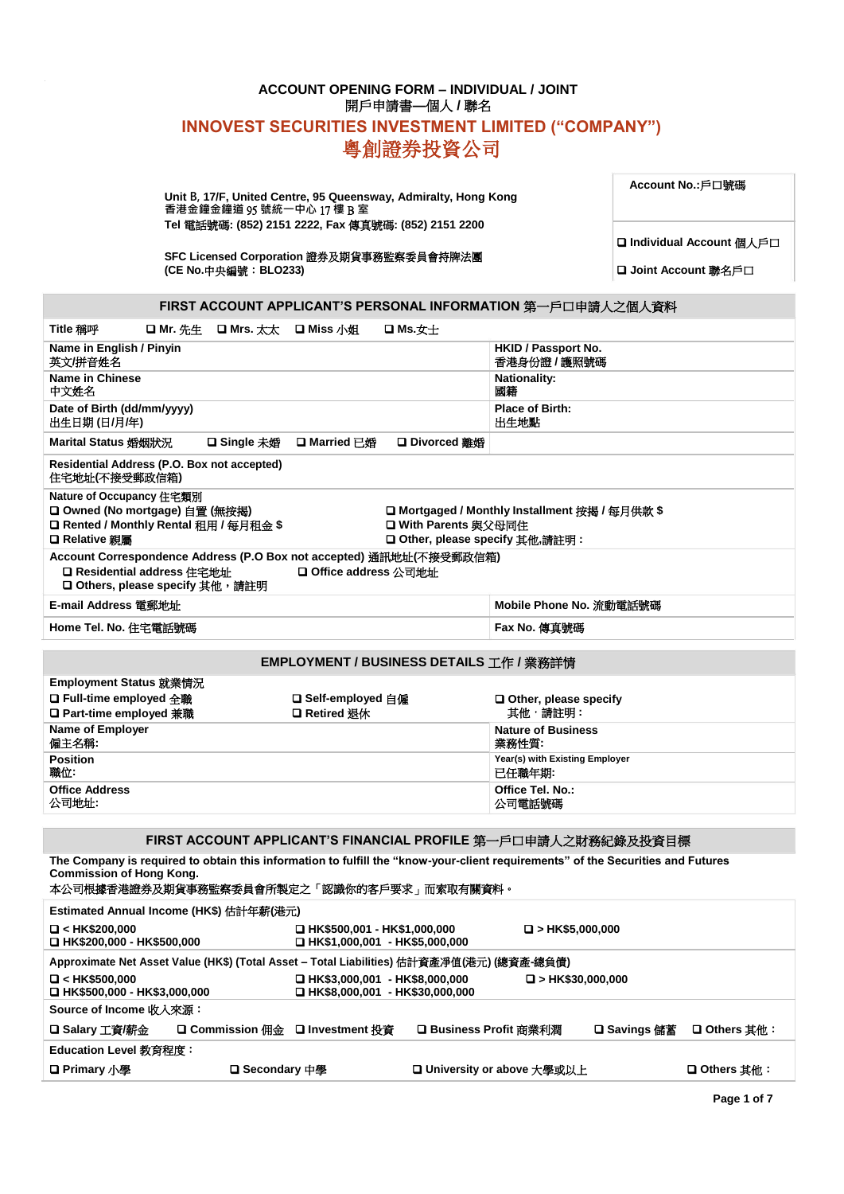# ACCOUNT OPENING FORM – INDIVIDUAL / JOINT
開戶申請書—個人 / 聯名

## INNOVEST SECURITIES INVESTMENT LIMITED (“COMPANY”)
## 粵創證券投資公司

Unit B, 17/F, United Centre, 95 Queensway, Admiralty, Hong Kong
香港金鐘金鐘道 95 號統一中心 17 樓 B 室
Tel 電話號碼: (852) 2151 2222, Fax 傳真號碼: (852) 2151 2200

SFC Licensed Corporation 證券及期貨事務監察委員會持牌法團
(CE No.中央編號：BLO233)

| Account No.:戶口號碼 |
|---|
| ❑ Individual Account 個人戶口 |
| ❑ Joint Account 聯名戶口 |

### FIRST ACCOUNT APPLICANT’S PERSONAL INFORMATION 第一戶口申請人之個人資料

| | |
|---|---|
| Title 稱呼 ❑ Mr. 先生 ❑ Mrs. 太太 ❑ Miss 小姐 ❑ Ms.女士 | |
| Name in English / Pinyin<br>英文/拼音姓名 | HKID / Passport No.<br>香港身份證 / 護照號碼 |
| Name in Chinese<br>中文姓名 | Nationality:<br>國籍 |
| Date of Birth (dd/mm/yyyy)<br>出生日期 (日/月/年) | Place of Birth:<br>出生地點 |
| Marital Status 婚姻狀況 ❑ Single 未婚 ❑ Married 已婚 ❑ Divorced 離婚 | |
| Residential Address (P.O. Box not accepted)<br>住宅地址(不接受郵政信箱) | |
| Nature of Occupancy 住宅類別<br>❑ Owned (No mortgage) 自置 (無按揭)<br>❑ Rented / Monthly Rental 租用 / 每月租金 $<br>❑ Relative 親屬 | ❑ Mortgaged / Monthly Installment 按揭 / 每月供款 $<br>❑ With Parents 與父母同住<br>❑ Other, please specify 其他,請註明： |
| Account Correspondence Address (P.O Box not accepted) 通訊地址(不接受郵政信箱)<br>❑ Residential address 住宅地址 ❑ Office address 公司地址<br>❑ Others, please specify 其他，請註明 | |
| E-mail Address 電郵地址 | Mobile Phone No. 流動電話號碼 |
| Home Tel. No. 住宅電話號碼 | Fax No. 傳真號碼 |

### EMPLOYMENT / BUSINESS DETAILS 工作 / 業務詳情

| | |
|---|---|
| Employment Status 就業情況<br>❑ Full-time employed 全職 ❑ Self-employed 自僱<br>❑ Part-time employed 兼職 ❑ Retired 退休 | ❑ Other, please specify<br>其他，請註明： |
| Name of Employer<br>僱主名稱: | Nature of Business<br>業務性質: |
| Position<br>職位: | Year(s) with Existing Employer<br>已任職年期: |
| Office Address<br>公司地址: | Office Tel. No.:<br>公司電話號碼 |

### FIRST ACCOUNT APPLICANT’S FINANCIAL PROFILE 第一戶口申請人之財務紀錄及投資目標

**The Company is required to obtain this information to fulfill the “know-your-client requirements” of the Securities and Futures Commission of Hong Kong.**
本公司根據香港證券及期貨事務監察委員會所製定之「認識你的客戶要求」而索取有關資料。

**Estimated Annual Income (HK$) 估計年薪(港元)**

❑ < HK$200,000
❑ HK$200,000 - HK$500,000
❑ HK$500,001 - HK$1,000,000
❑ HK$1,000,001 - HK$5,000,000
❑ > HK$5,000,000

**Approximate Net Asset Value (HK$) (Total Asset – Total Liabilities) 估計資產淨值(港元) (總資產-總負債)**

❑ < HK$500,000
❑ HK$500,000 - HK$3,000,000
❑ HK$3,000,001 - HK$8,000,000
❑ HK$8,000,001 - HK$30,000,000
❑ > HK$30,000,000

**Source of Income 收入來源：**

❑ Salary 工資/薪金 ❑ Commission 佣金 ❑ Investment 投資 ❑ Business Profit 商業利潤 ❑ Savings 儲蓄 ❑ Others 其他：

**Education Level 教育程度：**

❑ Primary 小學 ❑ Secondary 中學 ❑ University or above 大學或以上 ❑ Others 其他：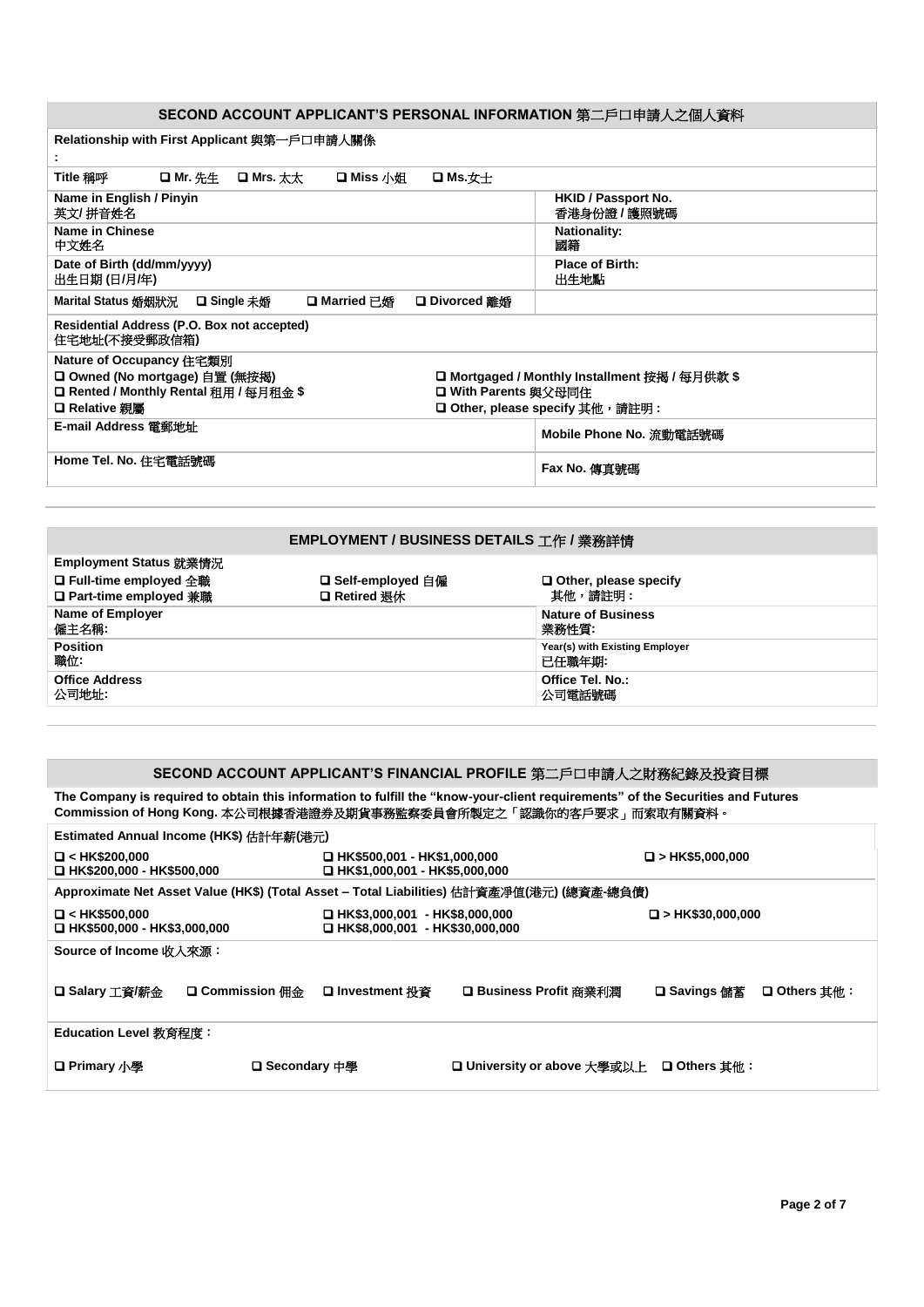## SECOND ACCOUNT APPLICANT'S PERSONAL INFORMATION 第二戶口申請人之個人資料

| | |
|---|---|
| **Relationship with First Applicant** 與第一戶口申請人關係<br>**:** | |
| **Title** 稱呼 ❑ **Mr.** 先生 ❑ **Mrs.** 太太 ❑ **Miss** 小姐 ❑ **Ms.**女士 | |
| **Name in English / Pinyin**<br>英文/ 拼音姓名 | **HKID / Passport No.**<br>香港身份證 / 護照號碼 |
| **Name in Chinese**<br>中文姓名 | **Nationality:**<br>國籍 |
| **Date of Birth (dd/mm/yyyy)**<br>出生日期 (日/月/年) | **Place of Birth:**<br>出生地點 |
| **Marital Status** 婚姻狀況 ❑ **Single** 未婚 ❑ **Married** 已婚 ❑ **Divorced** 離婚 | |
| **Residential Address (P.O. Box not accepted)**<br>住宅地址(不接受郵政信箱) | |
| **Nature of Occupancy** 住宅類別<br>❑ **Owned (No mortgage)** 自置 (無按揭)<br>❑ **Rented / Monthly Rental** 租用 / 每月租金 $<br>❑ **Relative** 親屬 | ❑ **Mortgaged / Monthly Installment** 按揭 / 每月供款 $<br>❑ **With Parents** 與父母同住<br>❑ **Other, please specify** 其他，請註明： |
| **E-mail Address** 電郵地址 | **Mobile Phone No.** 流動電話號碼 |
| **Home Tel. No.** 住宅電話號碼 | **Fax No.** 傳真號碼 |

## EMPLOYMENT / BUSINESS DETAILS 工作 / 業務詳情

| | | |
|---|---|---|
| **Employment Status** 就業情況<br>❑ **Full-time employed** 全職<br>❑ **Part-time employed** 兼職 | ❑ **Self-employed** 自僱<br>❑ **Retired** 退休 | ❑ **Other, please specify**<br>其他，請註明： |
| **Name of Employer**<br>僱主名稱: | | **Nature of Business**<br>業務性質: |
| **Position**<br>職位: | | **Year(s) with Existing Employer**<br>已任職年期: |
| **Office Address**<br>公司地址: | | **Office Tel. No.:**<br>公司電話號碼 |

## SECOND ACCOUNT APPLICANT'S FINANCIAL PROFILE 第二戶口申請人之財務紀錄及投資目標

**The Company is required to obtain this information to fulfill the "know-your-client requirements" of the Securities and Futures Commission of Hong Kong.** 本公司根據香港證券及期貨事務監察委員會所製定之「認識你的客戶要求」而索取有關資料。

**Estimated Annual Income (HK$)** 估計年薪(港元)

❑ **< HK$200,000**
❑ **HK$200,000 - HK$500,000**
❑ **HK$500,001 - HK$1,000,000**
❑ **HK$1,000,001 - HK$5,000,000**
❑ **> HK$5,000,000**

**Approximate Net Asset Value (HK$) (Total Asset – Total Liabilities)** 估計資產淨值(港元) (總資產-總負債)

❑ **< HK$500,000**
❑ **HK$500,000 - HK$3,000,000**
❑ **HK$3,000,001 - HK$8,000,000**
❑ **HK$8,000,001 - HK$30,000,000**
❑ **> HK$30,000,000**

**Source of Income** 收入來源：

❑ **Salary** 工資/薪金 ❑ **Commission** 佣金 ❑ **Investment** 投資 ❑ **Business Profit** 商業利潤 ❑ **Savings** 儲蓄 ❑ **Others** 其他：

**Education Level** 教育程度：

❑ **Primary** 小學 ❑ **Secondary** 中學 ❑ **University or above** 大學或以上 ❑ **Others** 其他：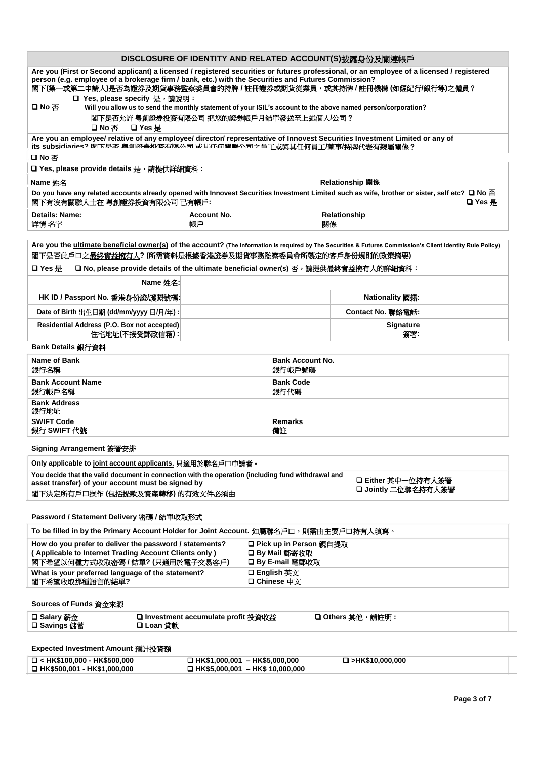## DISCLOSURE OF IDENTITY AND RELATED ACCOUNT(S)披露身份及關連帳戶

**Are you (First or Second applicant) a licensed / registered securities or futures professional, or an employee of a licensed / registered person (e.g. employee of a brokerage firm / bank, etc.) with the Securities and Futures Commission?**
閣下(第一或第二申請人)是否為證券及期貨事務監察委員會的持牌 / 註冊證券或期貨從業員，或其持牌 / 註冊機構 (如經紀行/銀行等)之僱員？

❑ No 否

❑ Yes, please specify 是，請說明：

**Will you allow us to send the monthly statement of your ISIL's account to the above named person/corporation?**
閣下是否允許 粵創證券投資有限公司 把您的證券帳戶月結單發送至上述個人/公司？
❑ No 否 ❑ Yes 是

**Are you an employee/ relative of any employee/ director/ representative of Innovest Securities Investment Limited or any of its subsidiaries?** 閣下是否 粵創證券投資有限公司 或其任何關聯公司之員工或與其任何員工/董事/持牌代表有親屬關係？

❑ No 否

❑ Yes, please provide details 是，請提供詳細資料：

| Name 姓名 | Relationship 關係 |
|---|---|
| | |

**Do you have any related accounts already opened with Innovest Securities Investment Limited such as wife, brother or sister, self etc?** ❑ No 否
閣下有沒有關聯人士在 粵創證券投資有限公司 已有帳戶: ❑ Yes 是

| Details: Name: 詳情 名字 | Account No. 帳戶 | Relationship 關係 |
|---|---|---|
| | | |

**Are you the ultimate beneficial owner(s) of the account?** (The information is required by The Securities & Futures Commission's Client Identity Rule Policy)
閣下是否此戶口之最終實益擁有人? (所需資料是根據香港證券及期貨事務監察委員會所製定的客戶身份規則的政策摘要)

❑ Yes 是 ❑ No, please provide details of the ultimate beneficial owner(s) 否，請提供最終實益擁有人的詳細資料：

| | | | |
|---|---|---|---|
| Name 姓名: | | | |
| HK ID / Passport No. 香港身份證/護照號碼: | | Nationality 國籍: | |
| Date of Birth 出生日期 (dd/mm/yyyy 日/月/年) : | | Contact No. 聯絡電話: | |
| Residential Address (P.O. Box not accepted) 住宅地址(不接受郵政信箱) : | | Signature 簽署: | |

### Bank Details 銀行資料

| | |
|---|---|
| Name of Bank 銀行名稱 | Bank Account No. 銀行帳戶號碼 |
| Bank Account Name 銀行帳戶名稱 | Bank Code 銀行代碼 |
| Bank Address 銀行地址 | |
| SWIFT Code 銀行 SWIFT 代號 | Remarks 備註 |

### Signing Arrangement 簽署安排

**Only applicable to joint account applicants.** 只適用於聯名戶口申請者。

| | |
|---|---|
| You decide that the valid document in connection with the operation (including fund withdrawal and asset transfer) of your account must be signed by 閣下決定所有戶口操作 (包括提款及資產轉移) 的有效文件必須由 | ❑ Either 其中一位持有人簽署<br>❑ Jointly 二位聯名持有人簽署 |

### Password / Statement Delivery 密碼 / 結單收取形式

**To be filled in by the Primary Account Holder for Joint Account.** 如屬聯名戶口，則需由主要戶口持有人填寫。

| | |
|---|---|
| How do you prefer to deliver the password / statements? (Applicable to Internet Trading Account Clients only) 閣下希望以何種方式收取密碼 / 結單? (只適用於電子交易客戶) | ❑ Pick up in Person 親自提取<br>❑ By Mail 郵寄收取<br>❑ By E-mail 電郵收取 |
| What is your preferred language of the statement? 閣下希望收取那種語言的結單? | ❑ English 英文<br>❑ Chinese 中文 |

### Sources of Funds 資金來源

| | | |
|---|---|---|
| ❑ Salary 薪金<br>❑ Savings 儲蓄 | ❑ Investment accumulate profit 投資收益<br>❑ Loan 貸款 | ❑ Others 其他，請註明： |

### Expected Investment Amount 預計投資額

| | | |
|---|---|---|
| ❑ < HK$100,000 - HK$500,000<br>❑ HK$500,001 - HK$1,000,000 | ❑ HK$1,000,001 – HK$5,000,000<br>❑ HK$5,000,001 – HK$ 10,000,000 | ❑ >HK$10,000,000 |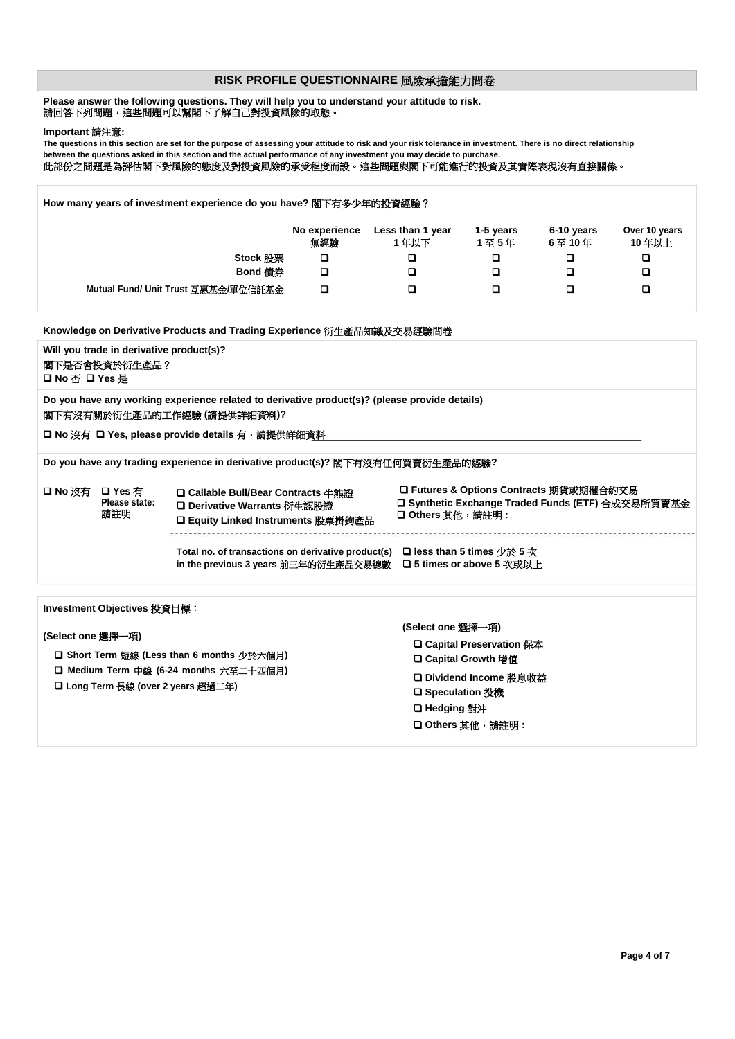## RISK PROFILE QUESTIONNAIRE 風險承擔能力問卷

**Please answer the following questions. They will help you to understand your attitude to risk.**
**請回答下列問題，這些問題可以幫閣下了解自己對投資風險的取態。**

**Important 請注意:**
**The questions in this section are set for the purpose of assessing your attitude to risk and your risk tolerance in investment. There is no direct relationship between the questions asked in this section and the actual performance of any investment you may decide to purchase.**
此部份之問題是為評估閣下對風險的態度及對投資風險的承受程度而設。這些問題與閣下可能進行的投資及其實際表現沒有直接關係。

**How many years of investment experience do you have?** 閣下有多少年的投資經驗？

| | No experience 無經驗 | Less than 1 year 1 年以下 | 1-5 years 1 至 5 年 | 6-10 years 6 至 10 年 | Over 10 years 10 年以上 |
|---|---|---|---|---|---|
| **Stock 股票** | ❑ | ❑ | ❑ | ❑ | ❑ |
| **Bond 債券** | ❑ | ❑ | ❑ | ❑ | ❑ |
| **Mutual Fund/ Unit Trust 互惠基金/單位信託基金** | ❑ | ❑ | ❑ | ❑ | ❑ |

**Knowledge on Derivative Products and Trading Experience** 衍生產品知識及交易經驗問卷

**Will you trade in derivative product(s)?**
**閣下是否會投資於衍生產品？**
❑ **No** 否 ❑ **Yes** 是

**Do you have any working experience related to derivative product(s)? (please provide details)**
**閣下有沒有關於衍生產品的工作經驗 (請提供詳細資料)?**
❑ **No** 沒有 ❑ **Yes, please provide details** 有，請提供詳細資料\_\_\_\_\_\_\_\_\_\_\_\_\_\_\_\_\_\_\_\_\_\_\_\_\_\_\_\_\_\_

**Do you have any trading experience in derivative product(s)?** 閣下有沒有任何買賣衍生產品的經驗?

❑ **No** 沒有 ❑ **Yes** 有 **Please state: 請註明**

- ❑ **Callable Bull/Bear Contracts** 牛熊證
- ❑ **Derivative Warrants** 衍生認股證
- ❑ **Equity Linked Instruments** 股票掛鉤產品
- ❑ **Futures & Options Contracts** 期貨或期權合約交易
- ❑ **Synthetic Exchange Traded Funds (ETF)** 合成交易所買賣基金
- ❑ **Others** 其他，請註明 :

**Total no. of transactions on derivative product(s) in the previous 3 years** 前三年的衍生產品交易總數
❑ **less than 5 times** 少於 5 次
❑ **5 times or above** 5 次或以上

**Investment Objectives** 投資目標：

**(Select one 選擇一項)**

- ❑ **Short Term** 短線 **(Less than 6 months** 少於六個月**)**
- ❑ **Medium Term** 中線 **(6-24 months** 六至二十四個月**)**
- ❑ **Long Term** 長線 **(over 2 years** 超過二年**)**

**(Select one 選擇一項)**

- ❑ **Capital Preservation** 保本
- ❑ **Capital Growth** 增值
- ❑ **Dividend Income** 股息收益
- ❑ **Speculation** 投機
- ❑ **Hedging** 對沖
- ❑ **Others** 其他，請註明 :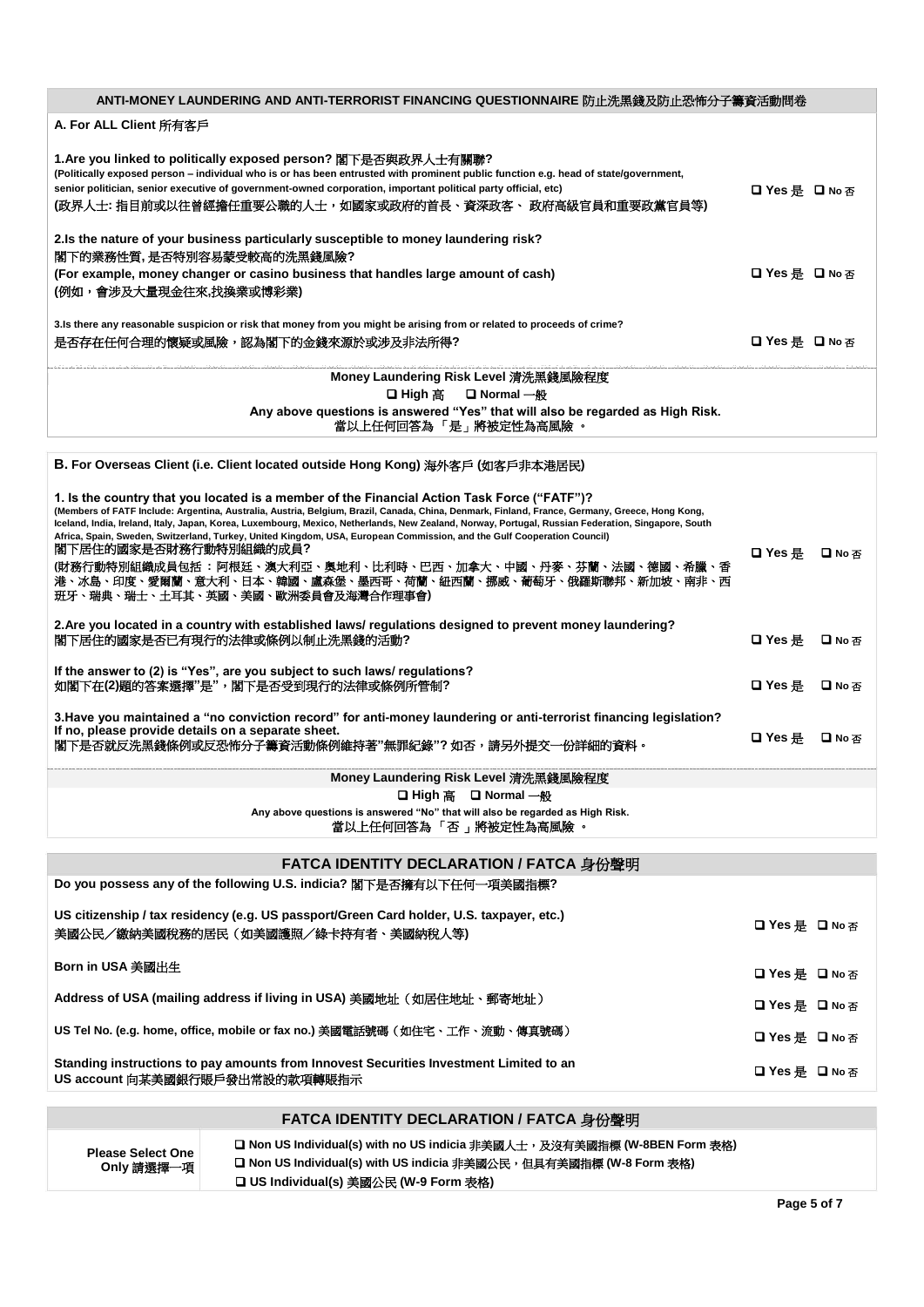## ANTI-MONEY LAUNDERING AND ANTI-TERRORIST FINANCING QUESTIONNAIRE 防止洗黑錢及防止恐怖分子籌資活動問卷

### A. For ALL Client 所有客戶

**1.Are you linked to politically exposed person? 閣下是否與政界人士有關聯?**
(Politically exposed person – individual who is or has been entrusted with prominent public function e.g. head of state/government, senior politician, senior executive of government-owned corporation, important political party official, etc)
**(政界人士: 指目前或以往曾經擔任重要公職的人士，如國家或政府的首長、資深政客、 政府高級官員和重要政黨官員等)**

❑ Yes 是 ❑ No 否

**2.Is the nature of your business particularly susceptible to money laundering risk?**
**閣下的業務性質, 是否特別容易蒙受較高的洗黑錢風險?**
**(For example, money changer or casino business that handles large amount of cash)**
**(例如，會涉及大量現金往來,找換業或博彩業)**

❑ Yes 是 ❑ No 否

**3.Is there any reasonable suspicion or risk that money from you might be arising from or related to proceeds of crime?**
**是否存在任何合理的懷疑或風險，認為閣下的金錢來源於或涉及非法所得?**

❑ Yes 是 ❑ No 否

**Money Laundering Risk Level 清洗黑錢風險程度**

❑ High 高 ❑ Normal 一般

**Any above questions is answered "Yes" that will also be regarded as High Risk.**
**當以上任何回答為 「是」將被定性為高風險 。**

### B. For Overseas Client (i.e. Client located outside Hong Kong) 海外客戶 (如客戶非本港居民)

**1. Is the country that you located is a member of the Financial Action Task Force ("FATF")?**
**(Members of FATF Include: Argentina, Australia, Austria, Belgium, Brazil, Canada, China, Denmark, Finland, France, Germany, Greece, Hong Kong, Iceland, India, Ireland, Italy, Japan, Korea, Luxembourg, Mexico, Netherlands, New Zealand, Norway, Portugal, Russian Federation, Singapore, South Africa, Spain, Sweden, Switzerland, Turkey, United Kingdom, USA, European Commission, and the Gulf Cooperation Council)**
**閣下居住的國家是否財務行動特別組織的成員?**
**(財務行動特別組織成員包括 : 阿根廷、澳大利亞、奧地利、比利時、巴西、加拿大、中國、丹麥、芬蘭、法國、德國、希臘、香港、冰島、印度、愛爾蘭、意大利、日本、韓國、盧森堡、墨西哥、荷蘭、紐西蘭、挪威、葡萄牙、俄羅斯聯邦、新加坡、南非、西班牙、瑞典、瑞士、土耳其、英國、美國、歐洲委員會及海灣合作理事會)**

❑ Yes 是 ❑ No 否

**2.Are you located in a country with established laws/ regulations designed to prevent money laundering?**
**閣下居住的國家是否已有現行的法律或條例以制止洗黑錢的活動?**

❑ Yes 是 ❑ No 否

**If the answer to (2) is "Yes", are you subject to such laws/ regulations?**
**如閣下在(2)題的答案選擇"是"，閣下是否受到現行的法律或條例所管制?**

❑ Yes 是 ❑ No 否

**3.Have you maintained a "no conviction record" for anti-money laundering or anti-terrorist financing legislation? If no, please provide details on a separate sheet.**
**閣下是否就反洗黑錢條例或反恐怖分子籌資活動條例維持著"無罪紀錄"? 如否，請另外提交一份詳細的資料。**

❑ Yes 是 ❑ No 否

**Money Laundering Risk Level 清洗黑錢風險程度**

❑ High 高 ❑ Normal 一般

**Any above questions is answered "No" that will also be regarded as High Risk.**
**當以上任何回答為 「否 」將被定性為高風險 。**

## FATCA IDENTITY DECLARATION / FATCA 身份聲明

**Do you possess any of the following U.S. indicia? 閣下是否擁有以下任何一項美國指標?**

| | |
|---|---|
| **US citizenship / tax residency (e.g. US passport/Green Card holder, U.S. taxpayer, etc.)** **美國公民／繳納美國稅務的居民（如美國護照／綠卡持有者、美國納稅人等)** | ❑ Yes 是 ❑ No 否 |
| **Born in USA 美國出生** | ❑ Yes 是 ❑ No 否 |
| **Address of USA (mailing address if living in USA) 美國地址（如居住地址、郵寄地址）** | ❑ Yes 是 ❑ No 否 |
| **US Tel No. (e.g. home, office, mobile or fax no.) 美國電話號碼（如住宅、工作、流動、傳真號碼）** | ❑ Yes 是 ❑ No 否 |
| **Standing instructions to pay amounts from Innovest Securities Investment Limited to an US account 向某美國銀行賬戶發出常設的款項轉賬指示** | ❑ Yes 是 ❑ No 否 |

## FATCA IDENTITY DECLARATION / FATCA 身份聲明

| | |
|---|---|
| **Please Select One Only 請選擇一項** | ❑ Non US Individual(s) with no US indicia 非美國人士，及沒有美國指標 (W-8BEN Form 表格)<br>❑ Non US Individual(s) with US indicia 非美國公民，但具有美國指標 (W-8 Form 表格)<br>❑ US Individual(s) 美國公民 (W-9 Form 表格) |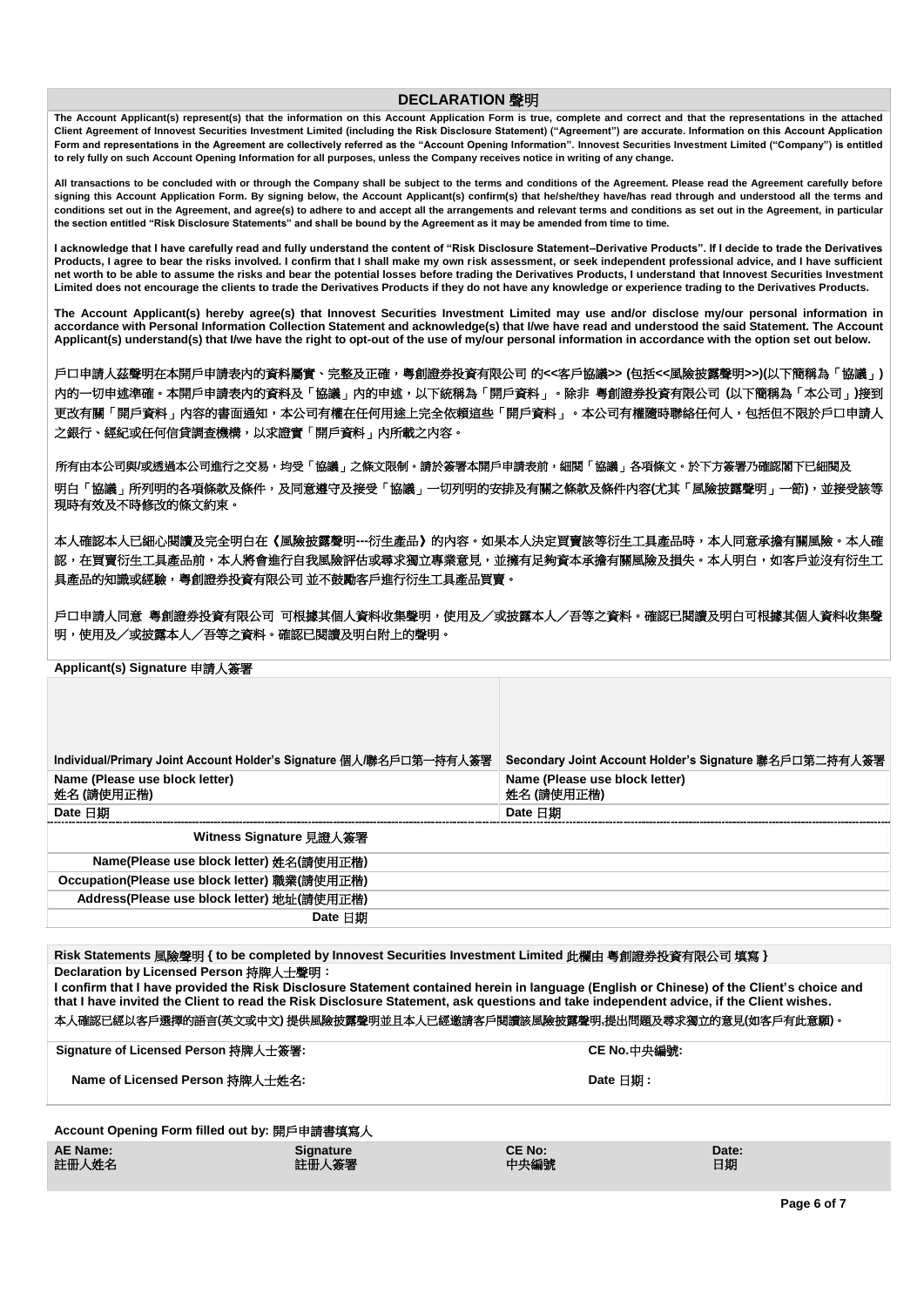## DECLARATION 聲明

**The Account Applicant(s) represent(s) that the information on this Account Application Form is true, complete and correct and that the representations in the attached Client Agreement of Innovest Securities Investment Limited (including the Risk Disclosure Statement) ("Agreement") are accurate. Information on this Account Application Form and representations in the Agreement are collectively referred as the "Account Opening Information". Innovest Securities Investment Limited ("Company") is entitled to rely fully on such Account Opening Information for all purposes, unless the Company receives notice in writing of any change.**

**All transactions to be concluded with or through the Company shall be subject to the terms and conditions of the Agreement. Please read the Agreement carefully before signing this Account Application Form. By signing below, the Account Applicant(s) confirm(s) that he/she/they have/has read through and understood all the terms and conditions set out in the Agreement, and agree(s) to adhere to and accept all the arrangements and relevant terms and conditions as set out in the Agreement, in particular the section entitled "Risk Disclosure Statements" and shall be bound by the Agreement as it may be amended from time to time.**

**I acknowledge that I have carefully read and fully understand the content of "Risk Disclosure Statement–Derivative Products". If I decide to trade the Derivatives Products, I agree to bear the risks involved. I confirm that I shall make my own risk assessment, or seek independent professional advice, and I have sufficient net worth to be able to assume the risks and bear the potential losses before trading the Derivatives Products, I understand that Innovest Securities Investment Limited does not encourage the clients to trade the Derivatives Products if they do not have any knowledge or experience trading to the Derivatives Products.**

**The Account Applicant(s) hereby agree(s) that Innovest Securities Investment Limited may use and/or disclose my/our personal information in accordance with Personal Information Collection Statement and acknowledge(s) that I/we have read and understood the said Statement. The Account Applicant(s) understand(s) that I/we have the right to opt-out of the use of my/our personal information in accordance with the option set out below.**

**戶口申請人茲聲明在本開戶申請表內的資料屬實、完整及正確，粵創證券投資有限公司 的<<客戶協議>> (包括<<風險披露聲明>>)(以下簡稱為「協議」) 內的一切申述準確。本開戶申請表內的資料及「協議」內的申述，以下統稱為「開戶資料」。除非 粵創證券投資有限公司 (以下簡稱為「本公司」)接到更改有關「開戶資料」內容的書面通知，本公司有權在任何用途上完全依賴這些「開戶資料」。本公司有權隨時聯絡任何人，包括但不限於戶口申請人之銀行、經紀或任何信貸調查機構，以求證實「開戶資料」內所載之內容。**

**所有由本公司與/或透過本公司進行之交易，均受「協議」之條文限制。請於簽署本開戶申請表前，細閱「協議」各項條文。於下方簽署乃確認閣下已細閱及明白「協議」所列明的各項條款及條件，及同意遵守及接受「協議」一切列明的安排及有關之條款及條件內容(尤其「風險披露聲明」一節)，並接受該等現時有效及不時修改的條文約束。**

**本人確認本人已細心閱讀及完全明白在《風險披露聲明---衍生產品》的內容。如果本人決定買賣該等衍生工具產品時，本人同意承擔有關風險。本人確認，在買賣衍生工具產品前，本人將會進行自我風險評估或尋求獨立專業意見，並擁有足夠資本承擔有關風險及損失。本人明白，如客戶並沒有衍生工具產品的知識或經驗，粵創證券投資有限公司 並不鼓勵客戶進行衍生工具產品買賣。**

**戶口申請人同意 粵創證券投資有限公司 可根據其個人資料收集聲明，使用及／或披露本人／吾等之資料。確認已閱讀及明白可根據其個人資料收集聲明，使用及／或披露本人／吾等之資料。確認已閱讀及明白附上的聲明。**

**Applicant(s) Signature 申請人簽署**

| | |
|---|---|
| **Individual/Primary Joint Account Holder's Signature 個人/聯名戶口第一持有人簽署** | **Secondary Joint Account Holder's Signature 聯名戶口第二持有人簽署** |
| **Name (Please use block letter) 姓名 (請使用正楷)** | **Name (Please use block letter) 姓名 (請使用正楷)** |
| **Date 日期** | **Date 日期** |

| | |
|---|---|
| **Witness Signature 見證人簽署** | |
| **Name(Please use block letter) 姓名(請使用正楷)** | |
| **Occupation(Please use block letter) 職業(請使用正楷)** | |
| **Address(Please use block letter) 地址(請使用正楷)** | |
| **Date 日期** | |

**Risk Statements 風險聲明 { to be completed by Innovest Securities Investment Limited 此欄由 粵創證券投資有限公司 填寫 }**

**Declaration by Licensed Person 持牌人士聲明：**

**I confirm that I have provided the Risk Disclosure Statement contained herein in language (English or Chinese) of the Client's choice and that I have invited the Client to read the Risk Disclosure Statement, ask questions and take independent advice, if the Client wishes.**

**本人確認已經以客戶選擇的語言(英文或中文) 提供風險披露聲明並且本人已經邀請客戶閱讀該風險披露聲明,提出問題及尋求獨立的意見(如客戶有此意願)。**

| | |
|---|---|
| **Signature of Licensed Person 持牌人士簽署:** | **CE No.中央編號:** |
| **Name of Licensed Person 持牌人士姓名:** | **Date 日期 :** |

**Account Opening Form filled out by: 開戶申請書填寫人**

| **AE Name: 註冊人姓名** | **Signature 註冊人簽署** | **CE No: 中央編號** | **Date: 日期** |
|---|---|---|---|
| | | | |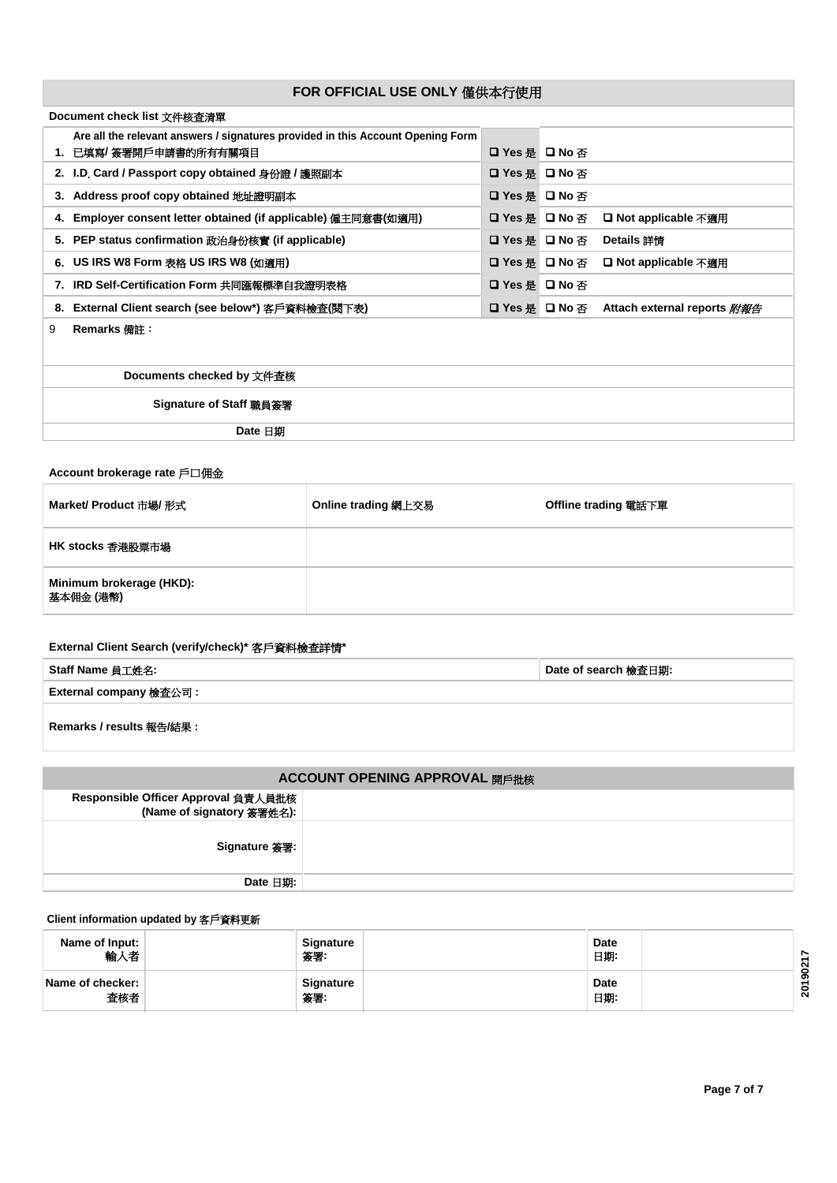| FOR OFFICIAL USE ONLY 僅供本行使用 | | | |
|---|---|---|---|
| **Document check list 文件核查清單** | | | |
| 1. Are all the relevant answers / signatures provided in this Account Opening Form 已填寫/ 簽署開戶申請書的所有有關項目 | ❑ Yes 是 | ❑ No 否 | |
| 2. I.D. Card / Passport copy obtained 身份證 / 護照副本 | ❑ Yes 是 | ❑ No 否 | |
| 3. Address proof copy obtained 地址證明副本 | ❑ Yes 是 | ❑ No 否 | |
| 4. Employer consent letter obtained (if applicable) 僱主同意書(如適用) | ❑ Yes 是 | ❑ No 否 | ❑ Not applicable 不適用 |
| 5. PEP status confirmation 政治身份核實 (if applicable) | ❑ Yes 是 | ❑ No 否 | Details 詳情 |
| 6. US IRS W8 Form 表格 US IRS W8 (如適用) | ❑ Yes 是 | ❑ No 否 | ❑ Not applicable 不適用 |
| 7. IRD Self-Certification Form 共同匯報標準自我證明表格 | ❑ Yes 是 | ❑ No 否 | |
| 8. External Client search (see below*) 客戶資料檢查(閱下表) | ❑ Yes 是 | ❑ No 否 | Attach external reports *附報告* |
| 9 Remarks 備註： | | | |
| Documents checked by 文件查核 | | | |
| Signature of Staff 職員簽署 | | | |
| Date 日期 | | | |

**Account brokerage rate 戶口佣金**

| Market/ Product 市場/ 形式 | Online trading 網上交易 | Offline trading 電話下單 |
|---|---|---|
| HK stocks 香港股票市場 | | |
| Minimum brokerage (HKD): 基本佣金 (港幣) | | |

**External Client Search (verify/check)* 客戶資料檢查詳情***

| Staff Name 員工姓名: | Date of search 檢查日期: |
|---|---|
| External company 檢查公司 : | |
| Remarks / results 報告/結果 : | |

| ACCOUNT OPENING APPROVAL 開戶批核 | |
|---|---|
| Responsible Officer Approval 負責人員批核 (Name of signatory 簽署姓名): | |
| Signature 簽署: | |
| Date 日期: | |

**Client information updated by 客戶資料更新**

| Name of Input: 輸入者 | | Signature 簽署: | | Date 日期: | |
|---|---|---|---|---|---|
| Name of checker: 查核者 | | Signature 簽署: | | Date 日期: | |

20190217